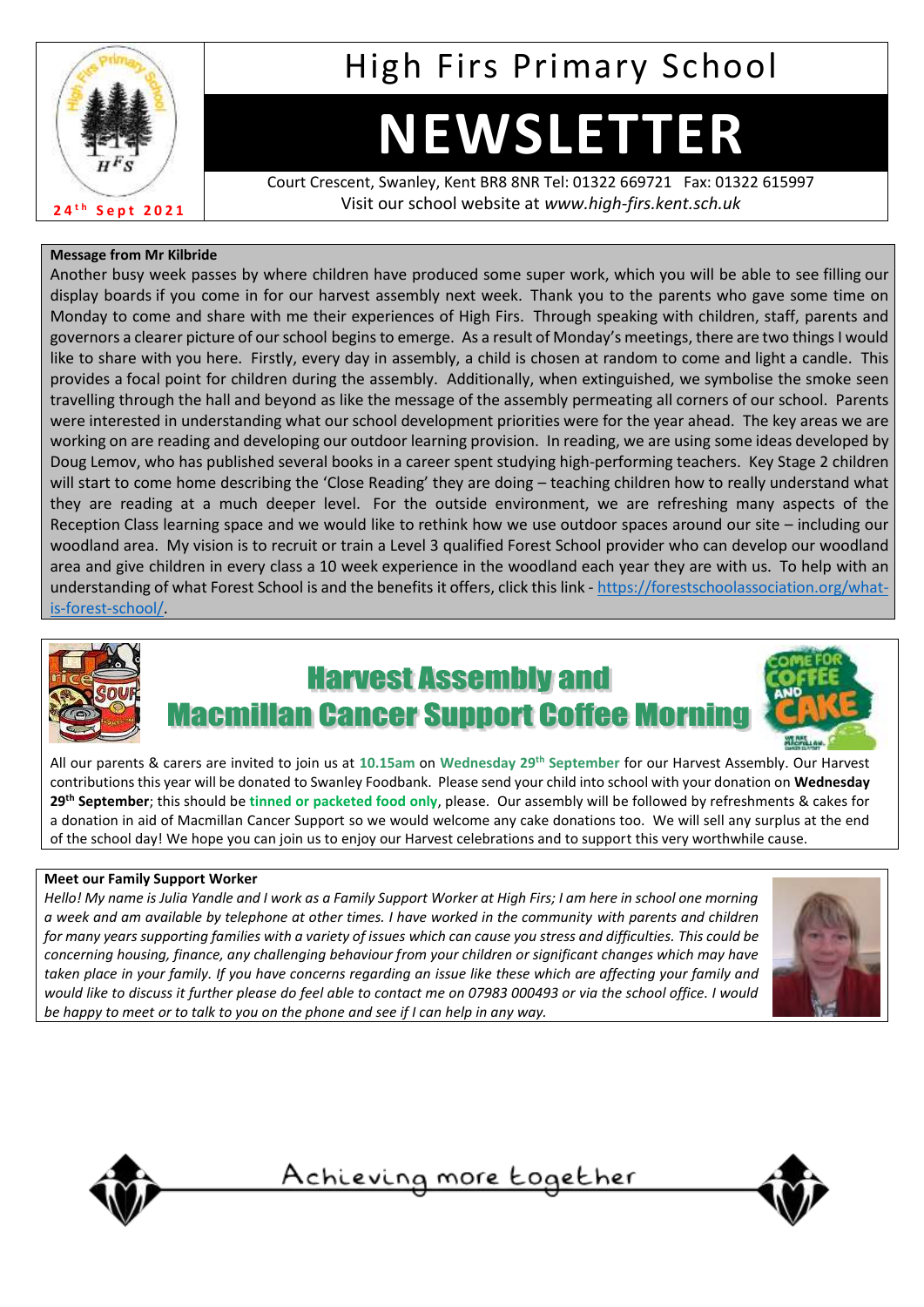# High Firs Primary School

# NEWSLETTER

24th Sept 2021

Court Crescent, Swanley, Kent BR8 8NR Tel: 01322 669721 Fax: 01322 615997
Visit our school website at *www.high-firs.kent.sch.uk*

**Message from Mr Kilbride**

Another busy week passes by where children have produced some super work, which you will be able to see filling our display boards if you come in for our harvest assembly next week. Thank you to the parents who gave some time on Monday to come and share with me their experiences of High Firs. Through speaking with children, staff, parents and governors a clearer picture of our school begins to emerge. As a result of Monday's meetings, there are two things I would like to share with you here. Firstly, every day in assembly, a child is chosen at random to come and light a candle. This provides a focal point for children during the assembly. Additionally, when extinguished, we symbolise the smoke seen travelling through the hall and beyond as like the message of the assembly permeating all corners of our school. Parents were interested in understanding what our school development priorities were for the year ahead. The key areas we are working on are reading and developing our outdoor learning provision. In reading, we are using some ideas developed by Doug Lemov, who has published several books in a career spent studying high-performing teachers. Key Stage 2 children will start to come home describing the 'Close Reading' they are doing – teaching children how to really understand what they are reading at a much deeper level. For the outside environment, we are refreshing many aspects of the Reception Class learning space and we would like to rethink how we use outdoor spaces around our site – including our woodland area. My vision is to recruit or train a Level 3 qualified Forest School provider who can develop our woodland area and give children in every class a 10 week experience in the woodland each year they are with us. To help with an understanding of what Forest School is and the benefits it offers, click this link - https://forestschoolassociation.org/what-is-forest-school/.

## Harvest Assembly and Macmillan Cancer Support Coffee Morning

All our parents & carers are invited to join us at **10.15am** on **Wednesday 29th September** for our Harvest Assembly. Our Harvest contributions this year will be donated to Swanley Foodbank. Please send your child into school with your donation on **Wednesday 29th September**; this should be **tinned or packeted food only**, please. Our assembly will be followed by refreshments & cakes for a donation in aid of Macmillan Cancer Support so we would welcome any cake donations too. We will sell any surplus at the end of the school day! We hope you can join us to enjoy our Harvest celebrations and to support this very worthwhile cause.

**Meet our Family Support Worker**

*Hello! My name is Julia Yandle and I work as a Family Support Worker at High Firs; I am here in school one morning a week and am available by telephone at other times. I have worked in the community with parents and children for many years supporting families with a variety of issues which can cause you stress and difficulties. This could be concerning housing, finance, any challenging behaviour from your children or significant changes which may have taken place in your family. If you have concerns regarding an issue like these which are affecting your family and would like to discuss it further please do feel able to contact me on 07983 000493 or via the school office. I would be happy to meet or to talk to you on the phone and see if I can help in any way.*

Achieving more together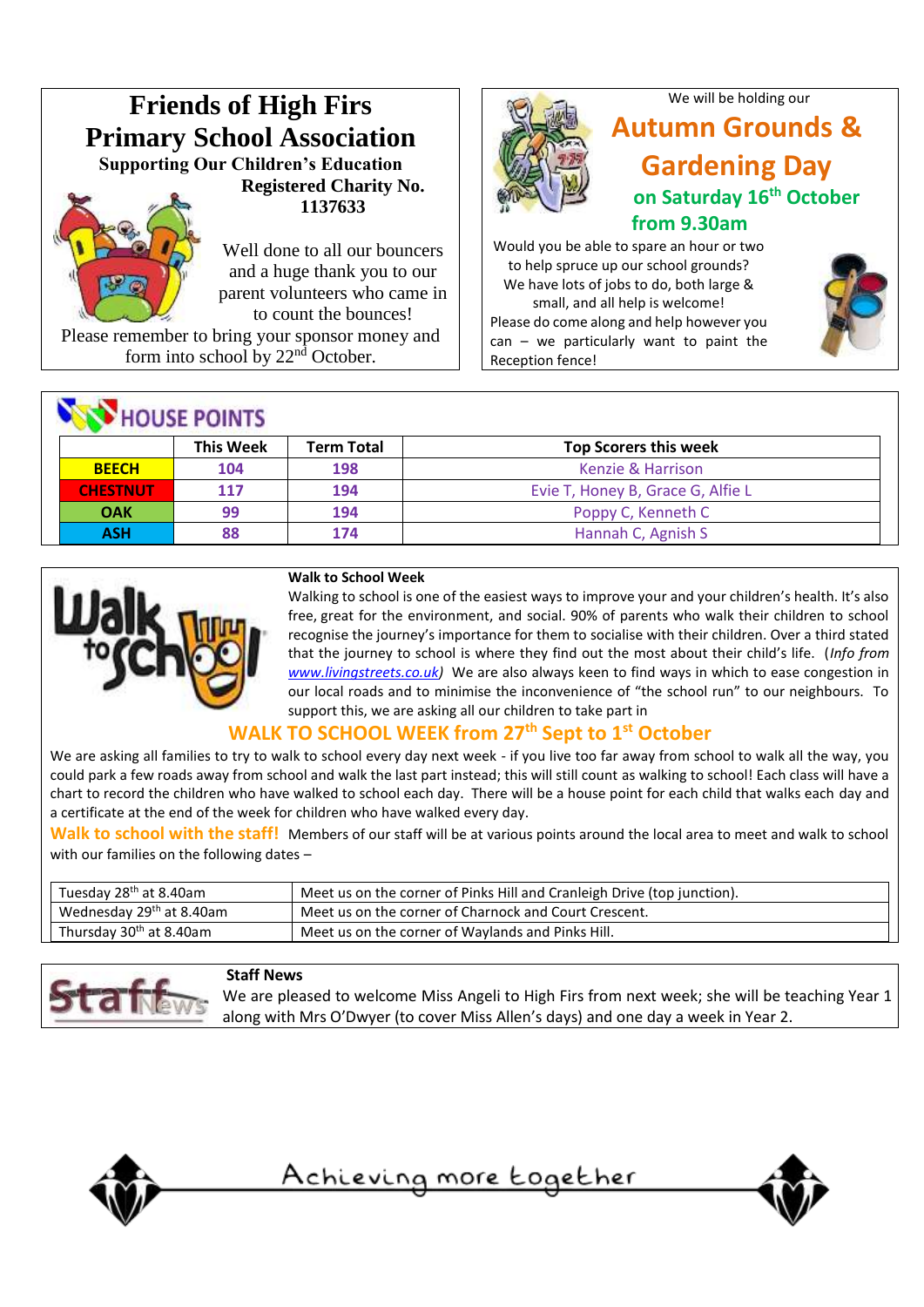# Friends of High Firs Primary School Association

**Supporting Our Children's Education**

**Registered Charity No. 1137633**

Well done to all our bouncers and a huge thank you to our parent volunteers who came in to count the bounces!

Please remember to bring your sponsor money and form into school by 22nd October.

We will be holding our

## Autumn Grounds & Gardening Day

**on Saturday 16th October from 9.30am**

Would you be able to spare an hour or two to help spruce up our school grounds? We have lots of jobs to do, both large & small, and all help is welcome!

Please do come along and help however you can – we particularly want to paint the Reception fence!

## HOUSE POINTS

| | This Week | Term Total | Top Scorers this week |
|---|---|---|---|
| BEECH | 104 | 198 | Kenzie & Harrison |
| CHESTNUT | 117 | 194 | Evie T, Honey B, Grace G, Alfie L |
| OAK | 99 | 194 | Poppy C, Kenneth C |
| ASH | 88 | 174 | Hannah C, Agnish S |

**Walk to School Week**

Walking to school is one of the easiest ways to improve your and your children's health. It's also free, great for the environment, and social. 90% of parents who walk their children to school recognise the journey's importance for them to socialise with their children. Over a third stated that the journey to school is where they find out the most about their child's life. (*Info from* www.livingstreets.co.uk) We are also always keen to find ways in which to ease congestion in our local roads and to minimise the inconvenience of "the school run" to our neighbours. To support this, we are asking all our children to take part in

## WALK TO SCHOOL WEEK from 27th Sept to 1st October

We are asking all families to try to walk to school every day next week - if you live too far away from school to walk all the way, you could park a few roads away from school and walk the last part instead; this will still count as walking to school! Each class will have a chart to record the children who have walked to school each day. There will be a house point for each child that walks each day and a certificate at the end of the week for children who have walked every day.

**Walk to school with the staff!** Members of our staff will be at various points around the local area to meet and walk to school with our families on the following dates –

| | |
|---|---|
| Tuesday 28th at 8.40am | Meet us on the corner of Pinks Hill and Cranleigh Drive (top junction). |
| Wednesday 29th at 8.40am | Meet us on the corner of Charnock and Court Crescent. |
| Thursday 30th at 8.40am | Meet us on the corner of Waylands and Pinks Hill. |

**Staff News**

We are pleased to welcome Miss Angeli to High Firs from next week; she will be teaching Year 1 along with Mrs O'Dwyer (to cover Miss Allen's days) and one day a week in Year 2.

Achieving more together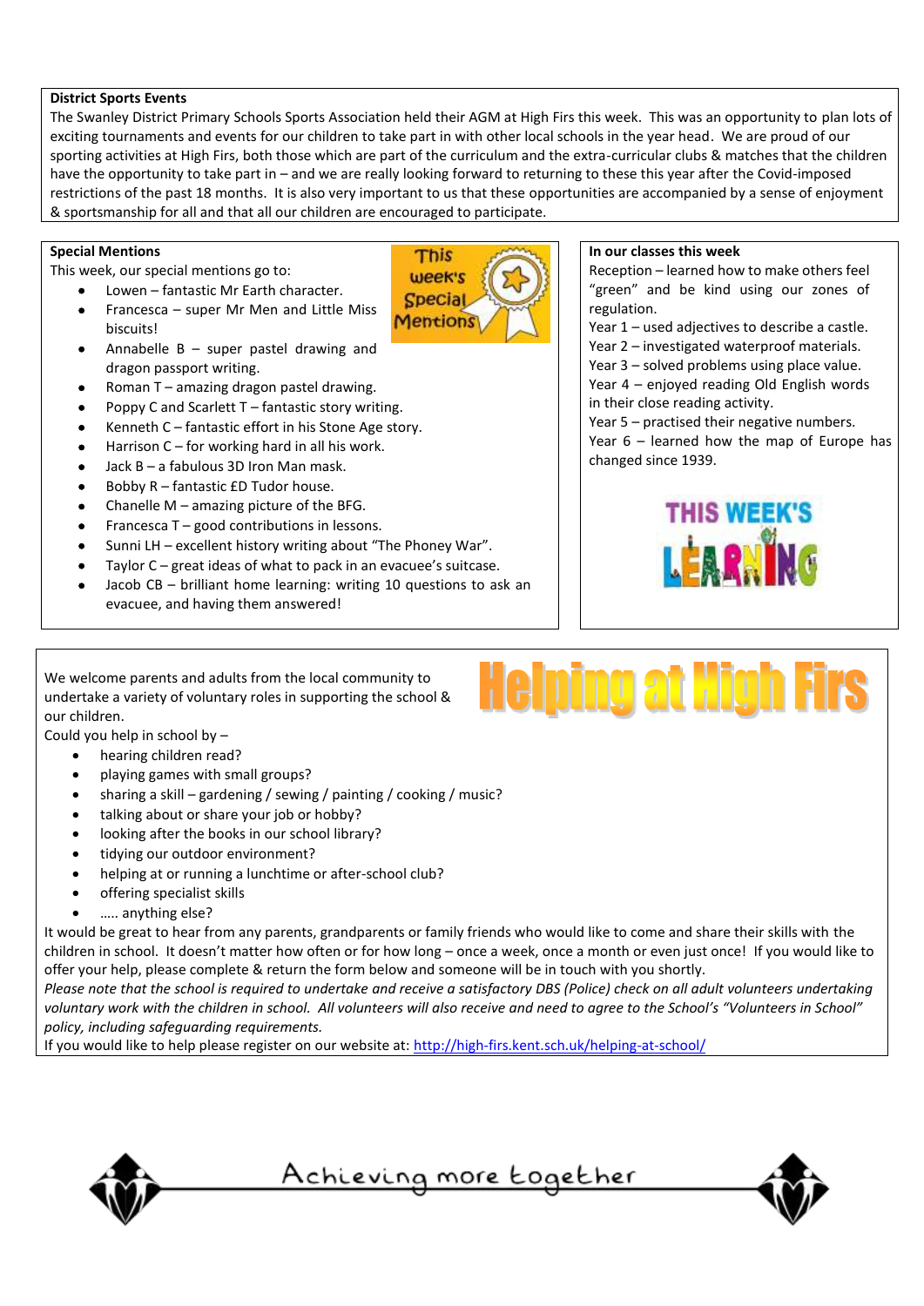**District Sports Events**

The Swanley District Primary Schools Sports Association held their AGM at High Firs this week. This was an opportunity to plan lots of exciting tournaments and events for our children to take part in with other local schools in the year head. We are proud of our sporting activities at High Firs, both those which are part of the curriculum and the extra-curricular clubs & matches that the children have the opportunity to take part in – and we are really looking forward to returning to these this year after the Covid-imposed restrictions of the past 18 months. It is also very important to us that these opportunities are accompanied by a sense of enjoyment & sportsmanship for all and that all our children are encouraged to participate.

**Special Mentions**

This week, our special mentions go to:

- Lowen – fantastic Mr Earth character.
- Francesca – super Mr Men and Little Miss biscuits!
- Annabelle B – super pastel drawing and dragon passport writing.
- Roman T – amazing dragon pastel drawing.
- Poppy C and Scarlett T – fantastic story writing.
- Kenneth C – fantastic effort in his Stone Age story.
- Harrison C – for working hard in all his work.
- Jack B – a fabulous 3D Iron Man mask.
- Bobby R – fantastic £D Tudor house.
- Chanelle M – amazing picture of the BFG.
- Francesca T – good contributions in lessons.
- Sunni LH – excellent history writing about "The Phoney War".
- Taylor C – great ideas of what to pack in an evacuee's suitcase.
- Jacob CB – brilliant home learning: writing 10 questions to ask an evacuee, and having them answered!

**In our classes this week**

Reception – learned how to make others feel "green" and be kind using our zones of regulation.
Year 1 – used adjectives to describe a castle.
Year 2 – investigated waterproof materials.
Year 3 – solved problems using place value.
Year 4 – enjoyed reading Old English words in their close reading activity.
Year 5 – practised their negative numbers.
Year 6 – learned how the map of Europe has changed since 1939.

## Helping at High Firs

We welcome parents and adults from the local community to undertake a variety of voluntary roles in supporting the school & our children.

Could you help in school by –

- hearing children read?
- playing games with small groups?
- sharing a skill – gardening / sewing / painting / cooking / music?
- talking about or share your job or hobby?
- looking after the books in our school library?
- tidying our outdoor environment?
- helping at or running a lunchtime or after-school club?
- offering specialist skills
- ….. anything else?

It would be great to hear from any parents, grandparents or family friends who would like to come and share their skills with the children in school. It doesn't matter how often or for how long – once a week, once a month or even just once! If you would like to offer your help, please complete & return the form below and someone will be in touch with you shortly.

*Please note that the school is required to undertake and receive a satisfactory DBS (Police) check on all adult volunteers undertaking voluntary work with the children in school. All volunteers will also receive and need to agree to the School's "Volunteers in School" policy, including safeguarding requirements.*

If you would like to help please register on our website at: http://high-firs.kent.sch.uk/helping-at-school/

Achieving more together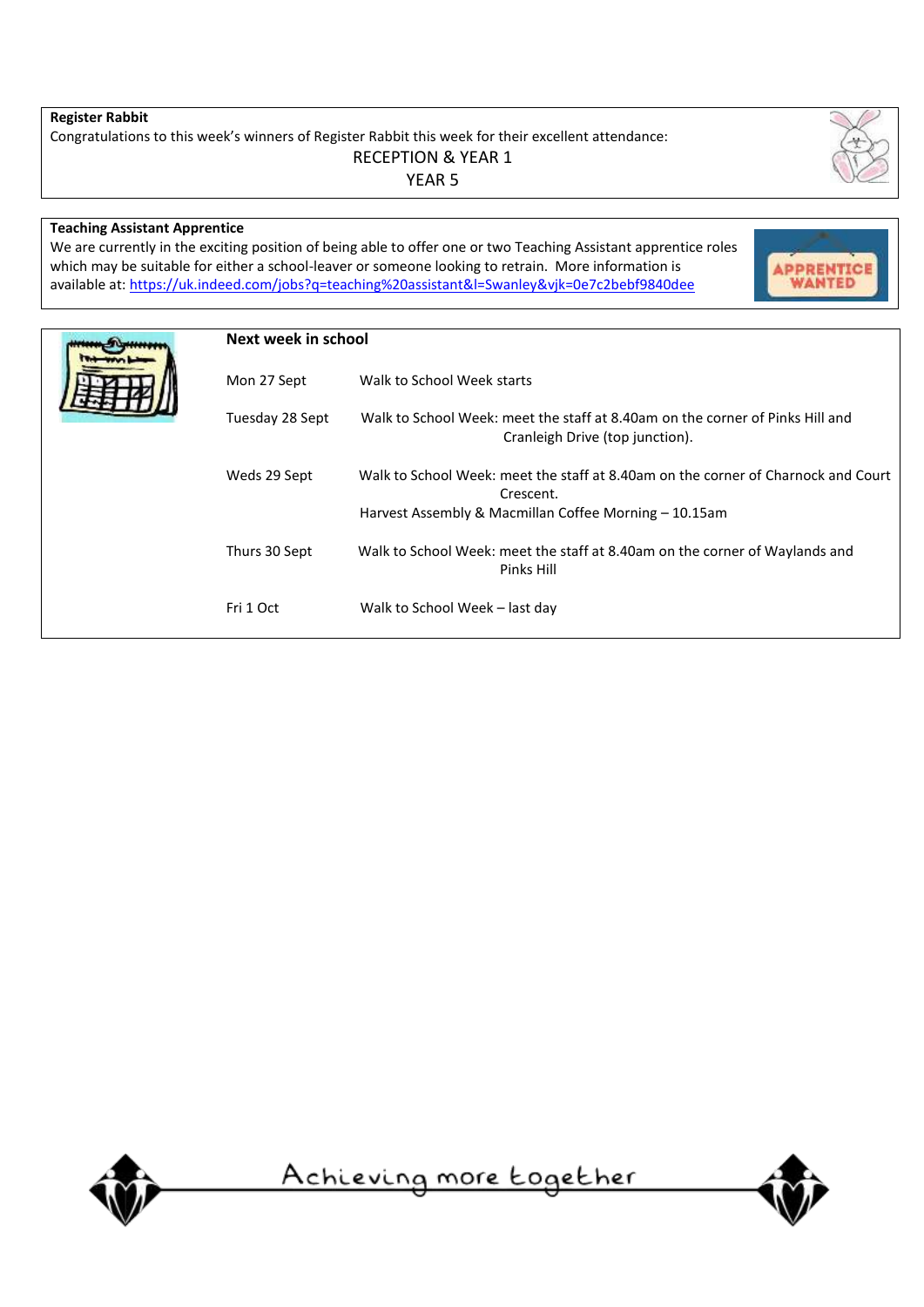**Register Rabbit**

Congratulations to this week's winners of Register Rabbit this week for their excellent attendance:

RECEPTION & YEAR 1

YEAR 5

**Teaching Assistant Apprentice**

We are currently in the exciting position of being able to offer one or two Teaching Assistant apprentice roles which may be suitable for either a school-leaver or someone looking to retrain. More information is available at: https://uk.indeed.com/jobs?q=teaching%20assistant&l=Swanley&vjk=0e7c2bebf9840dee

**Next week in school**

| | |
|---|---|
| Mon 27 Sept | Walk to School Week starts |
| Tuesday 28 Sept | Walk to School Week: meet the staff at 8.40am on the corner of Pinks Hill and Cranleigh Drive (top junction). |
| Weds 29 Sept | Walk to School Week: meet the staff at 8.40am on the corner of Charnock and Court Crescent.<br>Harvest Assembly & Macmillan Coffee Morning – 10.15am |
| Thurs 30 Sept | Walk to School Week: meet the staff at 8.40am on the corner of Waylands and Pinks Hill |
| Fri 1 Oct | Walk to School Week – last day |

Achieving more together